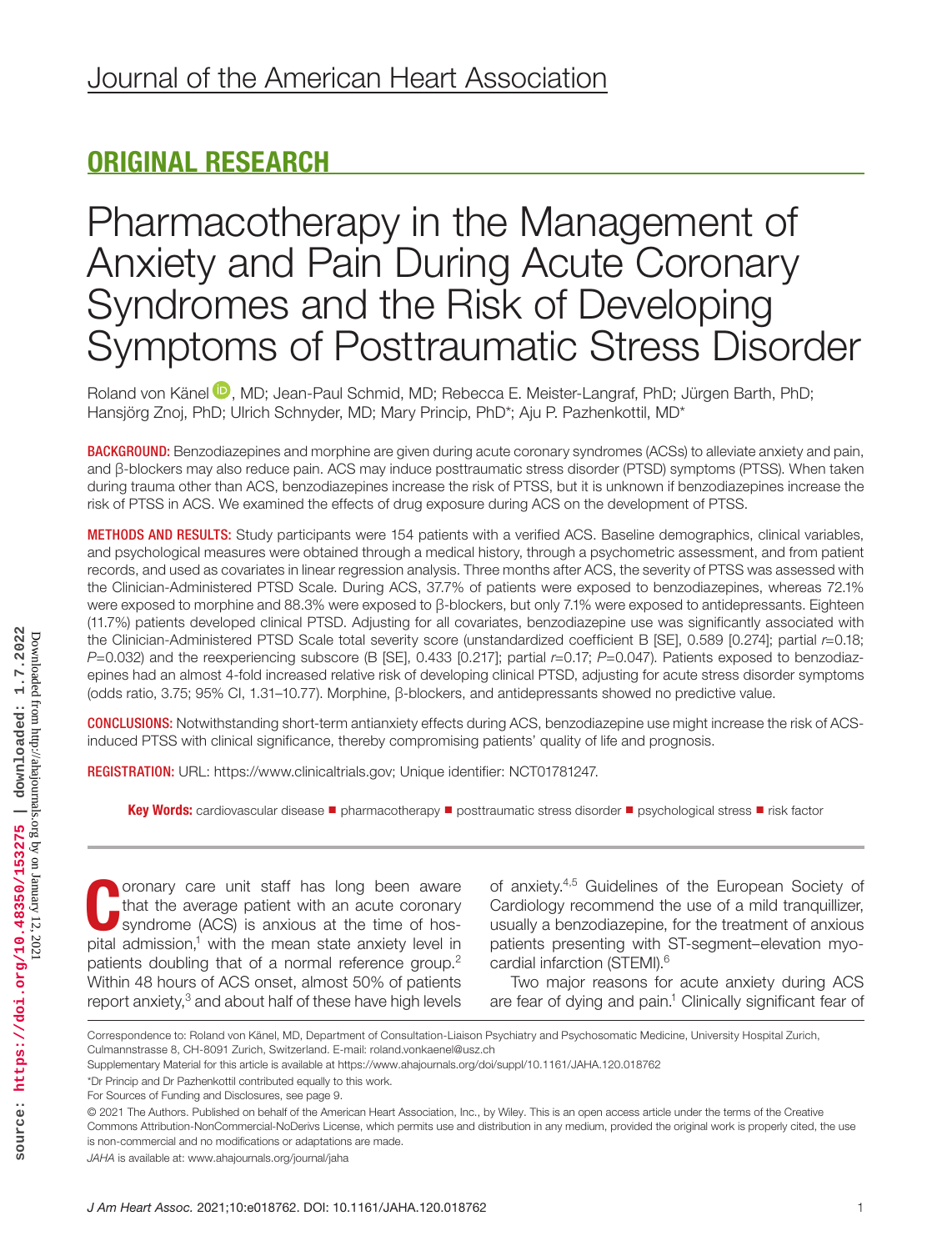Journal of the American Heart Association

## ORIGINAL RESEARCH

# Pharmacotherapy in the Management of Anxiety and Pain During Acute Coronary Syndromes and the Risk of Developing Symptoms of Posttraumatic Stress Disorder

Roland von Känel, MD; Jean-Paul Schmid, MD; Rebecca E. Meister-Langraf, PhD; Jürgen Barth, PhD; Hansjörg Znoj, PhD; Ulrich Schnyder, MD; Mary Princip, PhD*; Aju P. Pazhenkottil, MD*

**BACKGROUND:** Benzodiazepines and morphine are given during acute coronary syndromes (ACSs) to alleviate anxiety and pain, and β-blockers may also reduce pain. ACS may induce posttraumatic stress disorder (PTSD) symptoms (PTSS). When taken during trauma other than ACS, benzodiazepines increase the risk of PTSS, but it is unknown if benzodiazepines increase the risk of PTSS in ACS. We examined the effects of drug exposure during ACS on the development of PTSS.

**METHODS AND RESULTS:** Study participants were 154 patients with a verified ACS. Baseline demographics, clinical variables, and psychological measures were obtained through a medical history, through a psychometric assessment, and from patient records, and used as covariates in linear regression analysis. Three months after ACS, the severity of PTSS was assessed with the Clinician-Administered PTSD Scale. During ACS, 37.7% of patients were exposed to benzodiazepines, whereas 72.1% were exposed to morphine and 88.3% were exposed to β-blockers, but only 7.1% were exposed to antidepressants. Eighteen (11.7%) patients developed clinical PTSD. Adjusting for all covariates, benzodiazepine use was significantly associated with the Clinician-Administered PTSD Scale total severity score (unstandardized coefficient B [SE], 0.589 [0.274]; partial $r$=0.18; $P$=0.032) and the reexperiencing subscore (B [SE], 0.433 [0.217]; partial $r$=0.17; $P$=0.047). Patients exposed to benzodiazepines had an almost 4-fold increased relative risk of developing clinical PTSD, adjusting for acute stress disorder symptoms (odds ratio, 3.75; 95% CI, 1.31–10.77). Morphine, β-blockers, and antidepressants showed no predictive value.

**CONCLUSIONS:** Notwithstanding short-term antianxiety effects during ACS, benzodiazepine use might increase the risk of ACS-induced PTSS with clinical significance, thereby compromising patients' quality of life and prognosis.

**REGISTRATION:** URL: https://www.clinicaltrials.gov; Unique identifier: NCT01781247.

**Key Words:** cardiovascular disease ■ pharmacotherapy ■ posttraumatic stress disorder ■ psychological stress ■ risk factor

Coronary care unit staff has long been aware that the average patient with an acute coronary syndrome (ACS) is anxious at the time of hospital admission,[1] with the mean state anxiety level in patients doubling that of a normal reference group.[2] Within 48 hours of ACS onset, almost 50% of patients report anxiety,[3] and about half of these have high levels of anxiety.[4,5] Guidelines of the European Society of Cardiology recommend the use of a mild tranquillizer, usually a benzodiazepine, for the treatment of anxious patients presenting with ST-segment–elevation myocardial infarction (STEMI).[6]

Two major reasons for acute anxiety during ACS are fear of dying and pain.[1] Clinically significant fear of

Correspondence to: Roland von Känel, MD, Department of Consultation-Liaison Psychiatry and Psychosomatic Medicine, University Hospital Zurich, Culmannstrasse 8, CH-8091 Zurich, Switzerland. E-mail: roland.vonkaenel@usz.ch

Supplementary Material for this article is available at https://www.ahajournals.org/doi/suppl/10.1161/JAHA.120.018762

*Dr Princip and Dr Pazhenkottil contributed equally to this work.

For Sources of Funding and Disclosures, see page 9.

© 2021 The Authors. Published on behalf of the American Heart Association, Inc., by Wiley. This is an open access article under the terms of the Creative Commons Attribution-NonCommercial-NoDerivs License, which permits use and distribution in any medium, provided the original work is properly cited, the use is non-commercial and no modifications or adaptations are made.

*JAHA* is available at: www.ahajournals.org/journal/jaha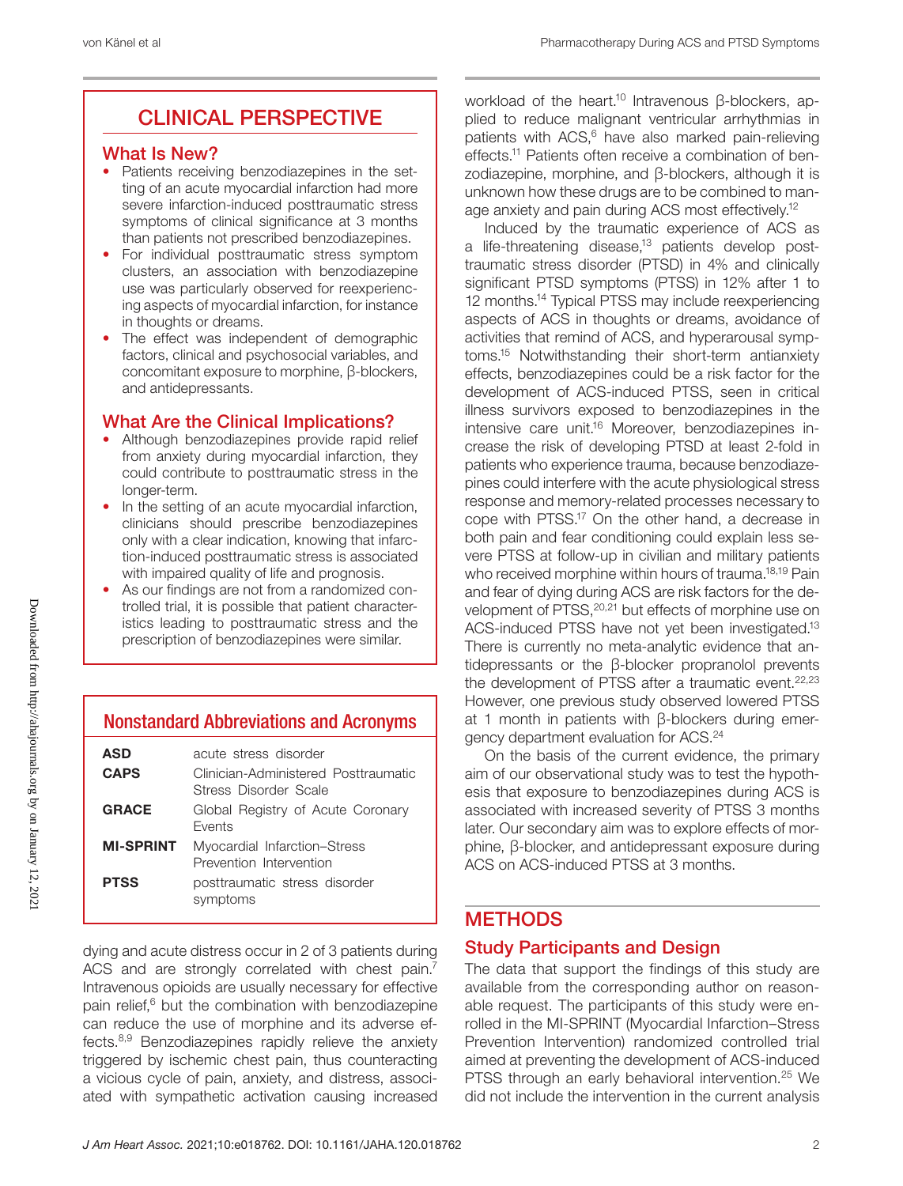## CLINICAL PERSPECTIVE

### What Is New?

- Patients receiving benzodiazepines in the setting of an acute myocardial infarction had more severe infarction-induced posttraumatic stress symptoms of clinical significance at 3 months than patients not prescribed benzodiazepines.
- For individual posttraumatic stress symptom clusters, an association with benzodiazepine use was particularly observed for reexperiencing aspects of myocardial infarction, for instance in thoughts or dreams.
- The effect was independent of demographic factors, clinical and psychosocial variables, and concomitant exposure to morphine, β-blockers, and antidepressants.

### What Are the Clinical Implications?

- Although benzodiazepines provide rapid relief from anxiety during myocardial infarction, they could contribute to posttraumatic stress in the longer-term.
- In the setting of an acute myocardial infarction, clinicians should prescribe benzodiazepines only with a clear indication, knowing that infarction-induced posttraumatic stress is associated with impaired quality of life and prognosis.
- As our findings are not from a randomized controlled trial, it is possible that patient characteristics leading to posttraumatic stress and the prescription of benzodiazepines were similar.

## Nonstandard Abbreviations and Acronyms

| | |
|---|---|
| **ASD** | acute stress disorder |
| **CAPS** | Clinician-Administered Posttraumatic Stress Disorder Scale |
| **GRACE** | Global Registry of Acute Coronary Events |
| **MI-SPRINT** | Myocardial Infarction–Stress Prevention Intervention |
| **PTSS** | posttraumatic stress disorder symptoms |

dying and acute distress occur in 2 of 3 patients during ACS and are strongly correlated with chest pain.[7] Intravenous opioids are usually necessary for effective pain relief,[6] but the combination with benzodiazepine can reduce the use of morphine and its adverse effects.[8,9] Benzodiazepines rapidly relieve the anxiety triggered by ischemic chest pain, thus counteracting a vicious cycle of pain, anxiety, and distress, associated with sympathetic activation causing increased workload of the heart.[10] Intravenous β-blockers, applied to reduce malignant ventricular arrhythmias in patients with ACS,[6] have also marked pain-relieving effects.[11] Patients often receive a combination of benzodiazepine, morphine, and β-blockers, although it is unknown how these drugs are to be combined to manage anxiety and pain during ACS most effectively.[12]

Induced by the traumatic experience of ACS as a life-threatening disease,[13] patients develop posttraumatic stress disorder (PTSD) in 4% and clinically significant PTSD symptoms (PTSS) in 12% after 1 to 12 months.[14] Typical PTSS may include reexperiencing aspects of ACS in thoughts or dreams, avoidance of activities that remind of ACS, and hyperarousal symptoms.[15] Notwithstanding their short-term antianxiety effects, benzodiazepines could be a risk factor for the development of ACS-induced PTSS, seen in critical illness survivors exposed to benzodiazepines in the intensive care unit.[16] Moreover, benzodiazepines increase the risk of developing PTSD at least 2-fold in patients who experience trauma, because benzodiazepines could interfere with the acute physiological stress response and memory-related processes necessary to cope with PTSS.[17] On the other hand, a decrease in both pain and fear conditioning could explain less severe PTSS at follow-up in civilian and military patients who received morphine within hours of trauma.[18,19] Pain and fear of dying during ACS are risk factors for the development of PTSS,[20,21] but effects of morphine use on ACS-induced PTSS have not yet been investigated.[13] There is currently no meta-analytic evidence that antidepressants or the β-blocker propranolol prevents the development of PTSS after a traumatic event.[22,23] However, one previous study observed lowered PTSS at 1 month in patients with β-blockers during emergency department evaluation for ACS.[24]

On the basis of the current evidence, the primary aim of our observational study was to test the hypothesis that exposure to benzodiazepines during ACS is associated with increased severity of PTSS 3 months later. Our secondary aim was to explore effects of morphine, β-blocker, and antidepressant exposure during ACS on ACS-induced PTSS at 3 months.

## METHODS

### Study Participants and Design

The data that support the findings of this study are available from the corresponding author on reasonable request. The participants of this study were enrolled in the MI-SPRINT (Myocardial Infarction–Stress Prevention Intervention) randomized controlled trial aimed at preventing the development of ACS-induced PTSS through an early behavioral intervention.[25] We did not include the intervention in the current analysis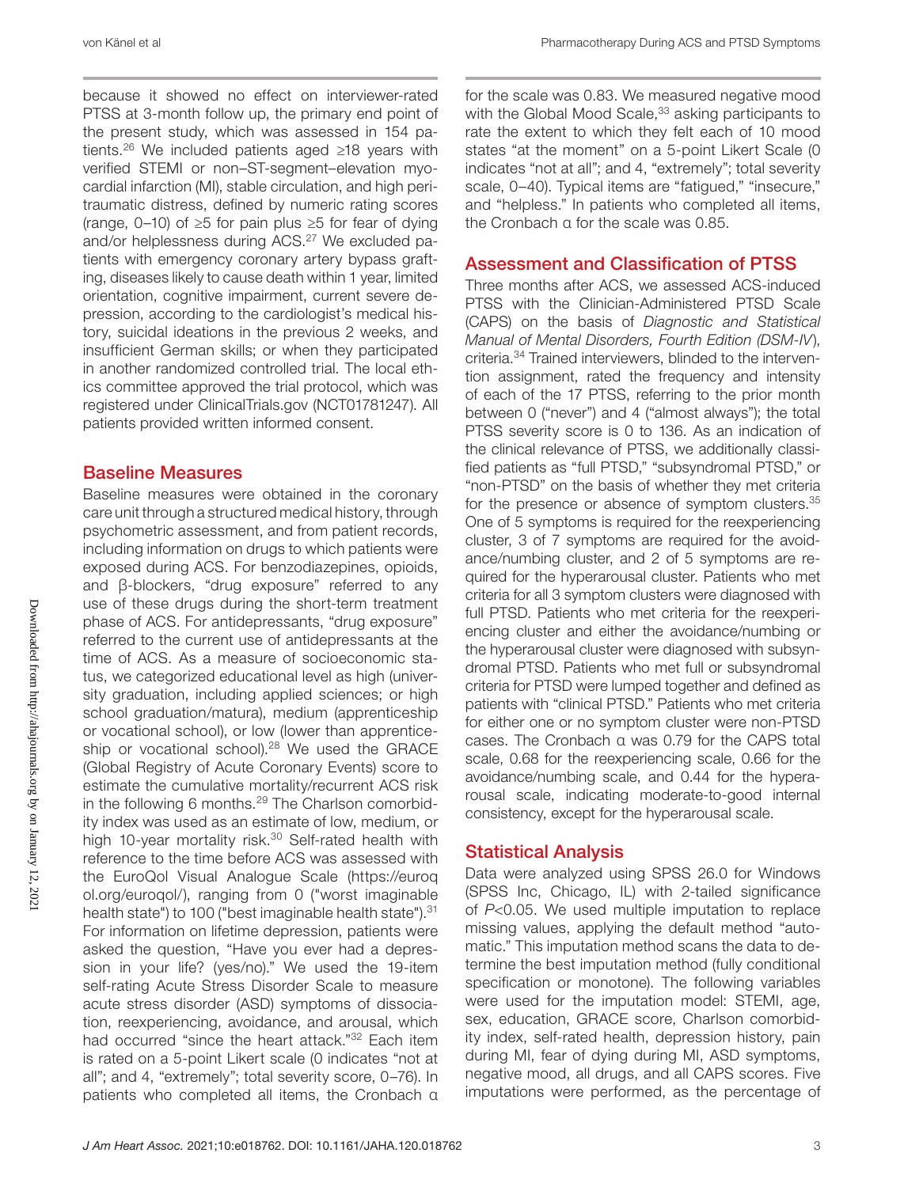because it showed no effect on interviewer-rated PTSS at 3-month follow up, the primary end point of the present study, which was assessed in 154 patients.[26] We included patients aged ≥18 years with verified STEMI or non–ST-segment–elevation myocardial infarction (MI), stable circulation, and high peritraumatic distress, defined by numeric rating scores (range, 0–10) of ≥5 for pain plus ≥5 for fear of dying and/or helplessness during ACS.[27] We excluded patients with emergency coronary artery bypass grafting, diseases likely to cause death within 1 year, limited orientation, cognitive impairment, current severe depression, according to the cardiologist's medical history, suicidal ideations in the previous 2 weeks, and insufficient German skills; or when they participated in another randomized controlled trial. The local ethics committee approved the trial protocol, which was registered under ClinicalTrials.gov (NCT01781247). All patients provided written informed consent.

## Baseline Measures

Baseline measures were obtained in the coronary care unit through a structured medical history, through psychometric assessment, and from patient records, including information on drugs to which patients were exposed during ACS. For benzodiazepines, opioids, and β-blockers, "drug exposure" referred to any use of these drugs during the short-term treatment phase of ACS. For antidepressants, "drug exposure" referred to the current use of antidepressants at the time of ACS. As a measure of socioeconomic status, we categorized educational level as high (university graduation, including applied sciences; or high school graduation/matura), medium (apprenticeship or vocational school), or low (lower than apprenticeship or vocational school).[28] We used the GRACE (Global Registry of Acute Coronary Events) score to estimate the cumulative mortality/recurrent ACS risk in the following 6 months.[29] The Charlson comorbidity index was used as an estimate of low, medium, or high 10-year mortality risk.[30] Self-rated health with reference to the time before ACS was assessed with the EuroQol Visual Analogue Scale (https://euroqol.org/euroqol/), ranging from 0 ("worst imaginable health state") to 100 ("best imaginable health state").[31] For information on lifetime depression, patients were asked the question, "Have you ever had a depression in your life? (yes/no)." We used the 19-item self-rating Acute Stress Disorder Scale to measure acute stress disorder (ASD) symptoms of dissociation, reexperiencing, avoidance, and arousal, which had occurred "since the heart attack."[32] Each item is rated on a 5-point Likert scale (0 indicates "not at all"; and 4, "extremely"; total severity score, 0–76). In patients who completed all items, the Cronbach α for the scale was 0.83. We measured negative mood with the Global Mood Scale,[33] asking participants to rate the extent to which they felt each of 10 mood states "at the moment" on a 5-point Likert Scale (0 indicates "not at all"; and 4, "extremely"; total severity scale, 0–40). Typical items are "fatigued," "insecure," and "helpless." In patients who completed all items, the Cronbach α for the scale was 0.85.

## Assessment and Classification of PTSS

Three months after ACS, we assessed ACS-induced PTSS with the Clinician-Administered PTSD Scale (CAPS) on the basis of *Diagnostic and Statistical Manual of Mental Disorders, Fourth Edition (DSM-IV)*, criteria.[34] Trained interviewers, blinded to the intervention assignment, rated the frequency and intensity of each of the 17 PTSS, referring to the prior month between 0 ("never") and 4 ("almost always"); the total PTSS severity score is 0 to 136. As an indication of the clinical relevance of PTSS, we additionally classified patients as "full PTSD," "subsyndromal PTSD," or "non-PTSD" on the basis of whether they met criteria for the presence or absence of symptom clusters.[35] One of 5 symptoms is required for the reexperiencing cluster, 3 of 7 symptoms are required for the avoidance/numbing cluster, and 2 of 5 symptoms are required for the hyperarousal cluster. Patients who met criteria for all 3 symptom clusters were diagnosed with full PTSD. Patients who met criteria for the reexperiencing cluster and either the avoidance/numbing or the hyperarousal cluster were diagnosed with subsyndromal PTSD. Patients who met full or subsyndromal criteria for PTSD were lumped together and defined as patients with "clinical PTSD." Patients who met criteria for either one or no symptom cluster were non-PTSD cases. The Cronbach α was 0.79 for the CAPS total scale, 0.68 for the reexperiencing scale, 0.66 for the avoidance/numbing scale, and 0.44 for the hyperarousal scale, indicating moderate-to-good internal consistency, except for the hyperarousal scale.

## Statistical Analysis

Data were analyzed using SPSS 26.0 for Windows (SPSS Inc, Chicago, IL) with 2-tailed significance of $P<0.05$. We used multiple imputation to replace missing values, applying the default method "automatic." This imputation method scans the data to determine the best imputation method (fully conditional specification or monotone). The following variables were used for the imputation model: STEMI, age, sex, education, GRACE score, Charlson comorbidity index, self-rated health, depression history, pain during MI, fear of dying during MI, ASD symptoms, negative mood, all drugs, and all CAPS scores. Five imputations were performed, as the percentage of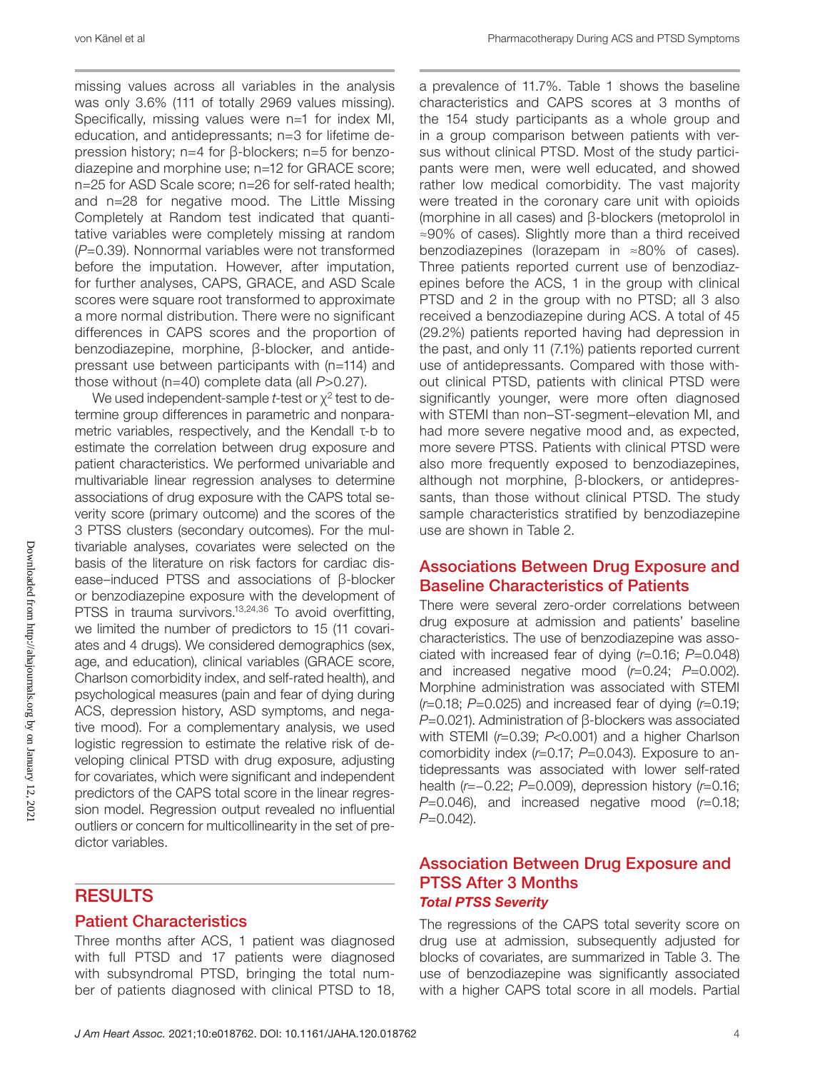missing values across all variables in the analysis was only 3.6% (111 of totally 2969 values missing). Specifically, missing values were n=1 for index MI, education, and antidepressants; n=3 for lifetime depression history; n=4 for β-blockers; n=5 for benzodiazepine and morphine use; n=12 for GRACE score; n=25 for ASD Scale score; n=26 for self-rated health; and n=28 for negative mood. The Little Missing Completely at Random test indicated that quantitative variables were completely missing at random (*P*=0.39). Nonnormal variables were not transformed before the imputation. However, after imputation, for further analyses, CAPS, GRACE, and ASD Scale scores were square root transformed to approximate a more normal distribution. There were no significant differences in CAPS scores and the proportion of benzodiazepine, morphine, β-blocker, and antidepressant use between participants with (n=114) and those without (n=40) complete data (all *P*>0.27).

We used independent-sample *t*-test or $\chi^2$ test to determine group differences in parametric and nonparametric variables, respectively, and the Kendall τ-b to estimate the correlation between drug exposure and patient characteristics. We performed univariable and multivariable linear regression analyses to determine associations of drug exposure with the CAPS total severity score (primary outcome) and the scores of the 3 PTSS clusters (secondary outcomes). For the multivariable analyses, covariates were selected on the basis of the literature on risk factors for cardiac disease–induced PTSS and associations of β-blocker or benzodiazepine exposure with the development of PTSS in trauma survivors.[13,24,36] To avoid overfitting, we limited the number of predictors to 15 (11 covariates and 4 drugs). We considered demographics (sex, age, and education), clinical variables (GRACE score, Charlson comorbidity index, and self-rated health), and psychological measures (pain and fear of dying during ACS, depression history, ASD symptoms, and negative mood). For a complementary analysis, we used logistic regression to estimate the relative risk of developing clinical PTSD with drug exposure, adjusting for covariates, which were significant and independent predictors of the CAPS total score in the linear regression model. Regression output revealed no influential outliers or concern for multicollinearity in the set of predictor variables.

# RESULTS

## Patient Characteristics

Three months after ACS, 1 patient was diagnosed with full PTSD and 17 patients were diagnosed with subsyndromal PTSD, bringing the total number of patients diagnosed with clinical PTSD to 18, a prevalence of 11.7%. Table 1 shows the baseline characteristics and CAPS scores at 3 months of the 154 study participants as a whole group and in a group comparison between patients with versus without clinical PTSD. Most of the study participants were men, were well educated, and showed rather low medical comorbidity. The vast majority were treated in the coronary care unit with opioids (morphine in all cases) and β-blockers (metoprolol in ≈90% of cases). Slightly more than a third received benzodiazepines (lorazepam in ≈80% of cases). Three patients reported current use of benzodiazepines before the ACS, 1 in the group with clinical PTSD and 2 in the group with no PTSD; all 3 also received a benzodiazepine during ACS. A total of 45 (29.2%) patients reported having had depression in the past, and only 11 (7.1%) patients reported current use of antidepressants. Compared with those without clinical PTSD, patients with clinical PTSD were significantly younger, were more often diagnosed with STEMI than non–ST-segment–elevation MI, and had more severe negative mood and, as expected, more severe PTSS. Patients with clinical PTSD were also more frequently exposed to benzodiazepines, although not morphine, β-blockers, or antidepressants, than those without clinical PTSD. The study sample characteristics stratified by benzodiazepine use are shown in Table 2.

## Associations Between Drug Exposure and Baseline Characteristics of Patients

There were several zero-order correlations between drug exposure at admission and patients' baseline characteristics. The use of benzodiazepine was associated with increased fear of dying (*r*=0.16; *P*=0.048) and increased negative mood (*r*=0.24; *P*=0.002). Morphine administration was associated with STEMI (*r*=0.18; *P*=0.025) and increased fear of dying (*r*=0.19; *P*=0.021). Administration of β-blockers was associated with STEMI (*r*=0.39; *P*<0.001) and a higher Charlson comorbidity index (*r*=0.17; *P*=0.043). Exposure to antidepressants was associated with lower self-rated health (*r*=−0.22; *P*=0.009), depression history (*r*=0.16; *P*=0.046), and increased negative mood (*r*=0.18; *P*=0.042).

## Association Between Drug Exposure and PTSS After 3 Months

### *Total PTSS Severity*

The regressions of the CAPS total severity score on drug use at admission, subsequently adjusted for blocks of covariates, are summarized in Table 3. The use of benzodiazepine was significantly associated with a higher CAPS total score in all models. Partial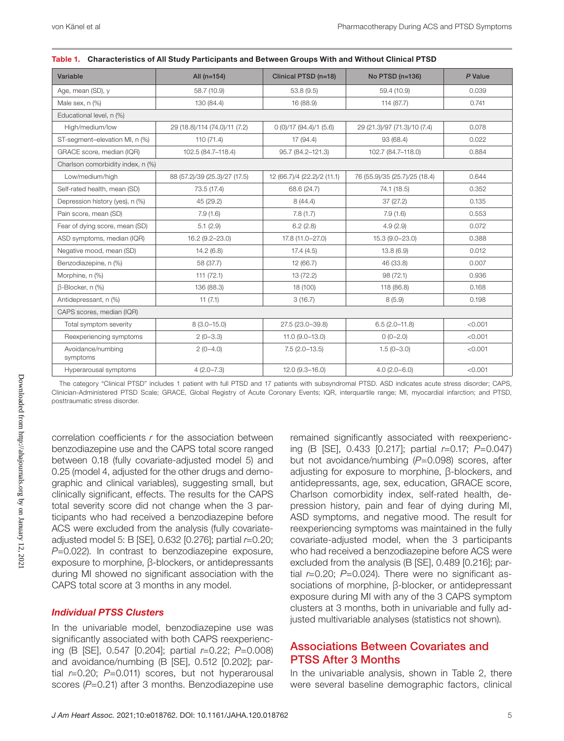**Table 1. Characteristics of All Study Participants and Between Groups With and Without Clinical PTSD**

| Variable | All (n=154) | Clinical PTSD (n=18) | No PTSD (n=136) | *P* Value |
|---|---|---|---|---|
| Age, mean (SD), y | 58.7 (10.9) | 53.8 (9.5) | 59.4 (10.9) | 0.039 |
| Male sex, n (%) | 130 (84.4) | 16 (88.9) | 114 (87.7) | 0.741 |
| Educational level, n (%) | | | | |
| High/medium/low | 29 (18.8)/114 (74.0)/11 (7.2) | 0 (0)/17 (94.4)/1 (5.6) | 29 (21.3)/97 (71.3)/10 (7.4) | 0.078 |
| ST-segment–elevation MI, n (%) | 110 (71.4) | 17 (94.4) | 93 (68.4) | 0.022 |
| GRACE score, median (IQR) | 102.5 (84.7–118.4) | 95.7 (84.2–121.3) | 102.7 (84.7–118.0) | 0.884 |
| Charlson comorbidity index, n (%) | | | | |
| Low/medium/high | 88 (57.2)/39 (25.3)/27 (17.5) | 12 (66.7)/4 (22.2)/2 (11.1) | 76 (55.9)/35 (25.7)/25 (18.4) | 0.644 |
| Self-rated health, mean (SD) | 73.5 (17.4) | 68.6 (24.7) | 74.1 (18.5) | 0.352 |
| Depression history (yes), n (%) | 45 (29.2) | 8 (44.4) | 37 (27.2) | 0.135 |
| Pain score, mean (SD) | 7.9 (1.6) | 7.8 (1.7) | 7.9 (1.6) | 0.553 |
| Fear of dying score, mean (SD) | 5.1 (2.9) | 6.2 (2.8) | 4.9 (2.9) | 0.072 |
| ASD symptoms, median (IQR) | 16.2 (9.2–23.0) | 17.8 (11.0–27.0) | 15.3 (9.0–23.0) | 0.388 |
| Negative mood, mean (SD) | 14.2 (6.8) | 17.4 (4.5) | 13.8 (6.9) | 0.012 |
| Benzodiazepine, n (%) | 58 (37.7) | 12 (66.7) | 46 (33.8) | 0.007 |
| Morphine, n (%) | 111 (72.1) | 13 (72.2) | 98 (72.1) | 0.936 |
| β-Blocker, n (%) | 136 (88.3) | 18 (100) | 118 (86.8) | 0.168 |
| Antidepressant, n (%) | 11 (7.1) | 3 (16.7) | 8 (5.9) | 0.198 |
| CAPS scores, median (IQR) | | | | |
| Total symptom severity | 8 (3.0–15.0) | 27.5 (23.0–39.8) | 6.5 (2.0–11.8) | <0.001 |
| Reexperiencing symptoms | 2 (0–3.3) | 11.0 (9.0–13.0) | 0 (0–2.0) | <0.001 |
| Avoidance/numbing symptoms | 2 (0–4.0) | 7.5 (2.0–13.5) | 1.5 (0–3.0) | <0.001 |
| Hyperarousal symptoms | 4 (2.0–7.3) | 12.0 (9.3–16.0) | 4.0 (2.0–6.0) | <0.001 |

The category "Clinical PTSD" includes 1 patient with full PTSD and 17 patients with subsyndromal PTSD. ASD indicates acute stress disorder; CAPS, Clinician-Administered PTSD Scale; GRACE, Global Registry of Acute Coronary Events; IQR, interquartile range; MI, myocardial infarction; and PTSD, posttraumatic stress disorder.

correlation coefficients *r* for the association between benzodiazepine use and the CAPS total score ranged between 0.18 (fully covariate-adjusted model 5) and 0.25 (model 4, adjusted for the other drugs and demographic and clinical variables), suggesting small, but clinically significant, effects. The results for the CAPS total severity score did not change when the 3 participants who had received a benzodiazepine before ACS were excluded from the analysis (fully covariate-adjusted model 5: B [SE], 0.632 [0.276]; partial *r*=0.20; *P*=0.022). In contrast to benzodiazepine exposure, exposure to morphine, β-blockers, or antidepressants during MI showed no significant association with the CAPS total score at 3 months in any model.

### *Individual PTSS Clusters*

In the univariable model, benzodiazepine use was significantly associated with both CAPS reexperiencing (B [SE], 0.547 [0.204]; partial *r*=0.22; *P*=0.008) and avoidance/numbing (B [SE], 0.512 [0.202]; partial *r*=0.20; *P*=0.011) scores, but not hyperarousal scores (*P*=0.21) after 3 months. Benzodiazepine use remained significantly associated with reexperiencing (B [SE], 0.433 [0.217]; partial *r*=0.17; *P*=0.047) but not avoidance/numbing (*P*=0.098) scores, after adjusting for exposure to morphine, β-blockers, and antidepressants, age, sex, education, GRACE score, Charlson comorbidity index, self-rated health, depression history, pain and fear of dying during MI, ASD symptoms, and negative mood. The result for reexperiencing symptoms was maintained in the fully covariate-adjusted model, when the 3 participants who had received a benzodiazepine before ACS were excluded from the analysis (B [SE], 0.489 [0.216]; partial *r*=0.20; *P*=0.024). There were no significant associations of morphine, β-blocker, or antidepressant exposure during MI with any of the 3 CAPS symptom clusters at 3 months, both in univariable and fully adjusted multivariable analyses (statistics not shown).

## Associations Between Covariates and PTSS After 3 Months

In the univariable analysis, shown in Table 2, there were several baseline demographic factors, clinical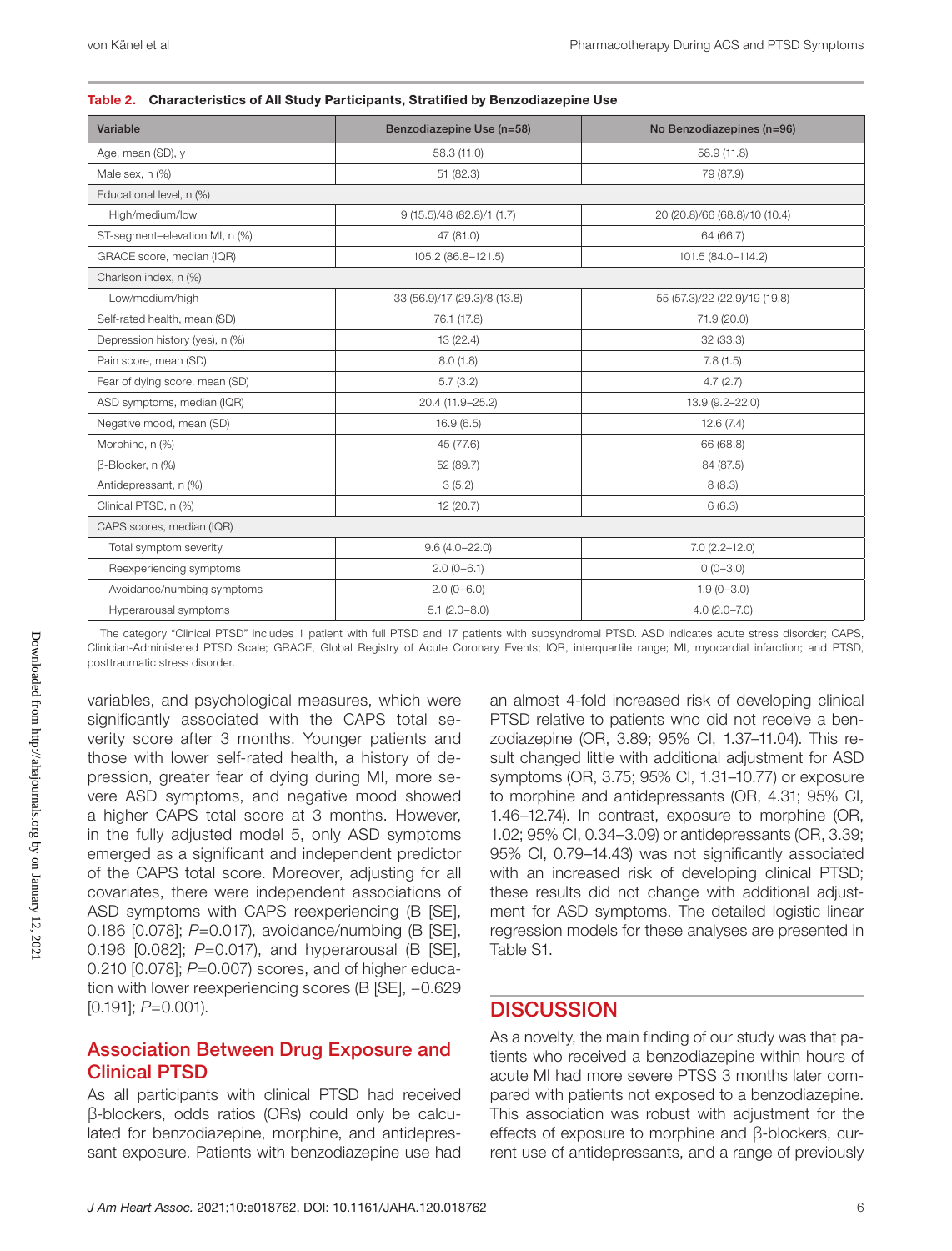**Table 2. Characteristics of All Study Participants, Stratified by Benzodiazepine Use**

| Variable | Benzodiazepine Use (n=58) | No Benzodiazepines (n=96) |
|---|---|---|
| Age, mean (SD), y | 58.3 (11.0) | 58.9 (11.8) |
| Male sex, n (%) | 51 (82.3) | 79 (87.9) |
| Educational level, n (%) | | |
| High/medium/low | 9 (15.5)/48 (82.8)/1 (1.7) | 20 (20.8)/66 (68.8)/10 (10.4) |
| ST-segment–elevation MI, n (%) | 47 (81.0) | 64 (66.7) |
| GRACE score, median (IQR) | 105.2 (86.8–121.5) | 101.5 (84.0–114.2) |
| Charlson index, n (%) | | |
| Low/medium/high | 33 (56.9)/17 (29.3)/8 (13.8) | 55 (57.3)/22 (22.9)/19 (19.8) |
| Self-rated health, mean (SD) | 76.1 (17.8) | 71.9 (20.0) |
| Depression history (yes), n (%) | 13 (22.4) | 32 (33.3) |
| Pain score, mean (SD) | 8.0 (1.8) | 7.8 (1.5) |
| Fear of dying score, mean (SD) | 5.7 (3.2) | 4.7 (2.7) |
| ASD symptoms, median (IQR) | 20.4 (11.9–25.2) | 13.9 (9.2–22.0) |
| Negative mood, mean (SD) | 16.9 (6.5) | 12.6 (7.4) |
| Morphine, n (%) | 45 (77.6) | 66 (68.8) |
| β-Blocker, n (%) | 52 (89.7) | 84 (87.5) |
| Antidepressant, n (%) | 3 (5.2) | 8 (8.3) |
| Clinical PTSD, n (%) | 12 (20.7) | 6 (6.3) |
| CAPS scores, median (IQR) | | |
| Total symptom severity | 9.6 (4.0–22.0) | 7.0 (2.2–12.0) |
| Reexperiencing symptoms | 2.0 (0–6.1) | 0 (0–3.0) |
| Avoidance/numbing symptoms | 2.0 (0–6.0) | 1.9 (0–3.0) |
| Hyperarousal symptoms | 5.1 (2.0–8.0) | 4.0 (2.0–7.0) |

The category "Clinical PTSD" includes 1 patient with full PTSD and 17 patients with subsyndromal PTSD. ASD indicates acute stress disorder; CAPS, Clinician-Administered PTSD Scale; GRACE, Global Registry of Acute Coronary Events; IQR, interquartile range; MI, myocardial infarction; and PTSD, posttraumatic stress disorder.

variables, and psychological measures, which were significantly associated with the CAPS total severity score after 3 months. Younger patients and those with lower self-rated health, a history of depression, greater fear of dying during MI, more severe ASD symptoms, and negative mood showed a higher CAPS total score at 3 months. However, in the fully adjusted model 5, only ASD symptoms emerged as a significant and independent predictor of the CAPS total score. Moreover, adjusting for all covariates, there were independent associations of ASD symptoms with CAPS reexperiencing (B [SE], 0.186 [0.078]; $P$=0.017), avoidance/numbing (B [SE], 0.196 [0.082]; $P$=0.017), and hyperarousal (B [SE], 0.210 [0.078]; $P$=0.007) scores, and of higher education with lower reexperiencing scores (B [SE], −0.629 [0.191]; $P$=0.001).

## Association Between Drug Exposure and Clinical PTSD

As all participants with clinical PTSD had received β-blockers, odds ratios (ORs) could only be calculated for benzodiazepine, morphine, and antidepressant exposure. Patients with benzodiazepine use had an almost 4-fold increased risk of developing clinical PTSD relative to patients who did not receive a benzodiazepine (OR, 3.89; 95% CI, 1.37–11.04). This result changed little with additional adjustment for ASD symptoms (OR, 3.75; 95% CI, 1.31–10.77) or exposure to morphine and antidepressants (OR, 4.31; 95% CI, 1.46–12.74). In contrast, exposure to morphine (OR, 1.02; 95% CI, 0.34–3.09) or antidepressants (OR, 3.39; 95% CI, 0.79–14.43) was not significantly associated with an increased risk of developing clinical PTSD; these results did not change with additional adjustment for ASD symptoms. The detailed logistic linear regression models for these analyses are presented in Table S1.

# DISCUSSION

As a novelty, the main finding of our study was that patients who received a benzodiazepine within hours of acute MI had more severe PTSS 3 months later compared with patients not exposed to a benzodiazepine. This association was robust with adjustment for the effects of exposure to morphine and β-blockers, current use of antidepressants, and a range of previously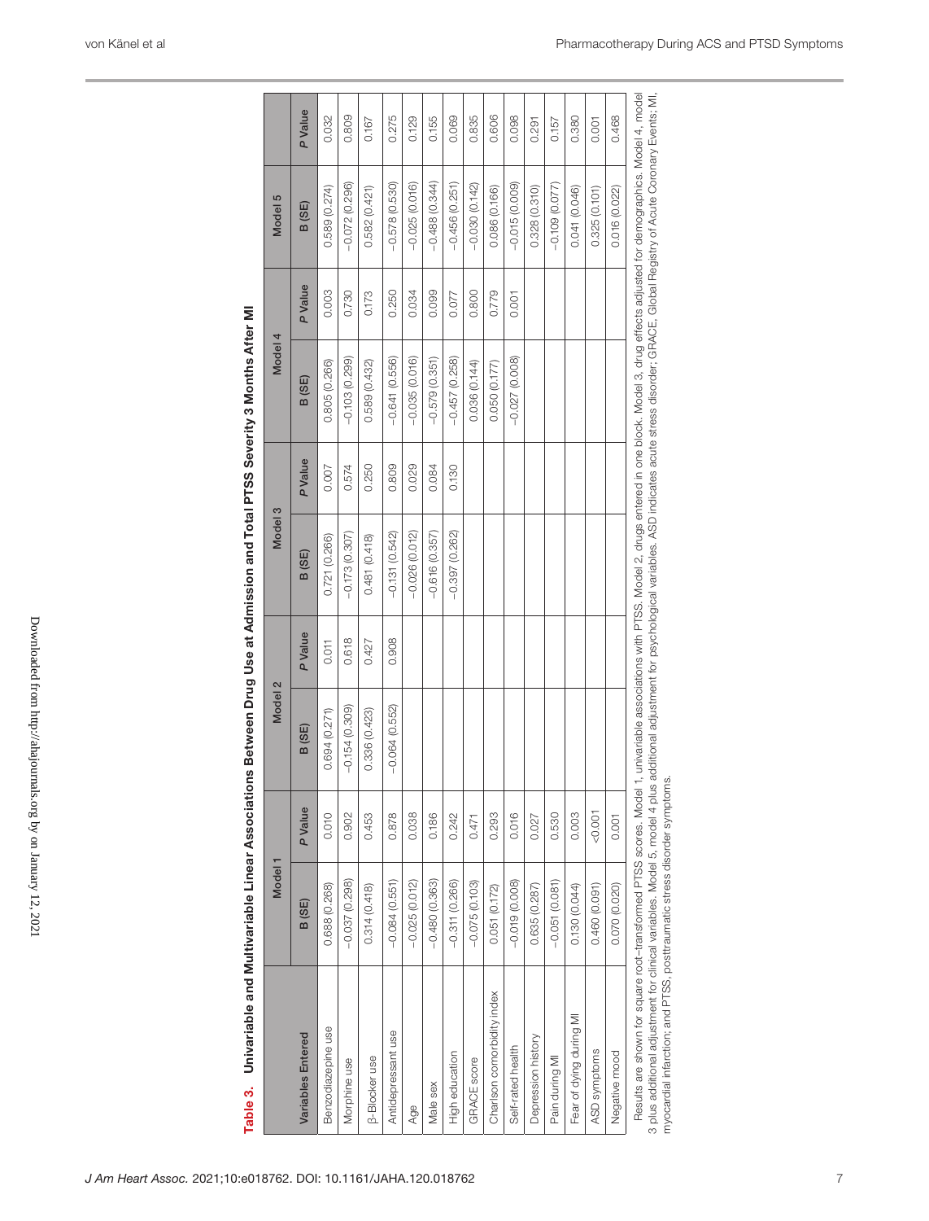**Table 3. Univariable and Multivariable Linear Associations Between Drug Use at Admission and Total PTSS Severity 3 Months After MI**

| Variables Entered | Model 1 | | Model 2 | | Model 3 | | Model 4 | | Model 5 | |
|---|---|---|---|---|---|---|---|---|---|---|
| | B (SE) | *P* Value | B (SE) | *P* Value | B (SE) | *P* Value | B (SE) | *P* Value | B (SE) | *P* Value |
| Benzodiazepine use | 0.688 (0.268) | 0.010 | 0.694 (0.271) | 0.011 | 0.721 (0.266) | 0.007 | 0.805 (0.266) | 0.003 | 0.589 (0.274) | 0.032 |
| Morphine use | −0.037 (0.298) | 0.902 | −0.154 (0.309) | 0.618 | −0.173 (0.307) | 0.574 | −0.103 (0.299) | 0.730 | −0.072 (0.296) | 0.809 |
| β-Blocker use | 0.314 (0.418) | 0.453 | 0.336 (0.423) | 0.427 | 0.481 (0.418) | 0.250 | 0.589 (0.432) | 0.173 | 0.582 (0.421) | 0.167 |
| Antidepressant use | −0.084 (0.551) | 0.878 | −0.064 (0.552) | 0.908 | −0.131 (0.542) | 0.809 | −0.641 (0.556) | 0.250 | −0.578 (0.530) | 0.275 |
| Age | −0.025 (0.012) | 0.038 | | | −0.026 (0.012) | 0.029 | −0.035 (0.016) | 0.034 | −0.025 (0.016) | 0.129 |
| Male sex | −0.480 (0.363) | 0.186 | | | −0.616 (0.357) | 0.084 | −0.579 (0.351) | 0.099 | −0.488 (0.344) | 0.155 |
| High education | −0.311 (0.266) | 0.242 | | | −0.397 (0.262) | 0.130 | −0.457 (0.258) | 0.077 | −0.456 (0.251) | 0.069 |
| GRACE score | −0.075 (0.103) | 0.471 | | | | | 0.036 (0.144) | 0.800 | −0.030 (0.142) | 0.835 |
| Charlson comorbidity index | 0.051 (0.172) | 0.293 | | | | | 0.050 (0.177) | 0.779 | 0.086 (0.166) | 0.606 |
| Self-rated health | −0.019 (0.008) | 0.016 | | | | | −0.027 (0.008) | 0.001 | −0.015 (0.009) | 0.098 |
| Depression history | 0.635 (0.287) | 0.027 | | | | | | | 0.328 (0.310) | 0.291 |
| Pain during MI | −0.051 (0.081) | 0.530 | | | | | | | −0.109 (0.077) | 0.157 |
| Fear of dying during MI | 0.130 (0.044) | 0.003 | | | | | | | 0.041 (0.046) | 0.380 |
| ASD symptoms | 0.460 (0.091) | <0.001 | | | | | | | 0.325 (0.101) | 0.001 |
| Negative mood | 0.070 (0.020) | 0.001 | | | | | | | 0.016 (0.022) | 0.468 |

Results are shown for square root–transformed PTSS scores. Model 1, univariable associations with PTSS. Model 2, drugs entered in one block. Model 3, drug effects adjusted for demographics. Model 4, model 3 plus additional adjustment for clinical variables. Model 5, model 4 plus additional adjustment for psychological variables. ASD indicates acute stress disorder; GRACE, Global Registry of Acute Coronary Events; MI, myocardial infarction; and PTSS, posttraumatic stress disorder symptoms.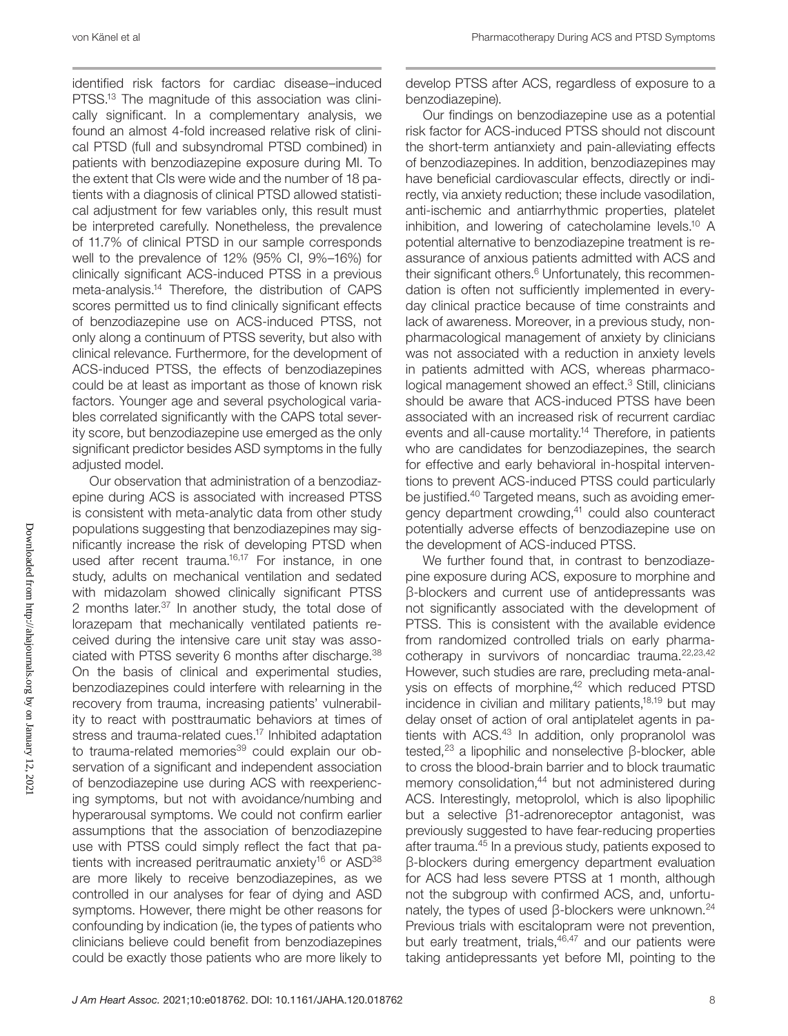identified risk factors for cardiac disease–induced PTSS.[13] The magnitude of this association was clinically significant. In a complementary analysis, we found an almost 4-fold increased relative risk of clinical PTSD (full and subsyndromal PTSD combined) in patients with benzodiazepine exposure during MI. To the extent that CIs were wide and the number of 18 patients with a diagnosis of clinical PTSD allowed statistical adjustment for few variables only, this result must be interpreted carefully. Nonetheless, the prevalence of 11.7% of clinical PTSD in our sample corresponds well to the prevalence of 12% (95% CI, 9%–16%) for clinically significant ACS-induced PTSS in a previous meta-analysis.[14] Therefore, the distribution of CAPS scores permitted us to find clinically significant effects of benzodiazepine use on ACS-induced PTSS, not only along a continuum of PTSS severity, but also with clinical relevance. Furthermore, for the development of ACS-induced PTSS, the effects of benzodiazepines could be at least as important as those of known risk factors. Younger age and several psychological variables correlated significantly with the CAPS total severity score, but benzodiazepine use emerged as the only significant predictor besides ASD symptoms in the fully adjusted model.

Our observation that administration of a benzodiazepine during ACS is associated with increased PTSS is consistent with meta-analytic data from other study populations suggesting that benzodiazepines may significantly increase the risk of developing PTSD when used after recent trauma.[16,17] For instance, in one study, adults on mechanical ventilation and sedated with midazolam showed clinically significant PTSS 2 months later.[37] In another study, the total dose of lorazepam that mechanically ventilated patients received during the intensive care unit stay was associated with PTSS severity 6 months after discharge.[38] On the basis of clinical and experimental studies, benzodiazepines could interfere with relearning in the recovery from trauma, increasing patients' vulnerability to react with posttraumatic behaviors at times of stress and trauma-related cues.[17] Inhibited adaptation to trauma-related memories[39] could explain our observation of a significant and independent association of benzodiazepine use during ACS with reexperiencing symptoms, but not with avoidance/numbing and hyperarousal symptoms. We could not confirm earlier assumptions that the association of benzodiazepine use with PTSS could simply reflect the fact that patients with increased peritraumatic anxiety[16] or ASD[38] are more likely to receive benzodiazepines, as we controlled in our analyses for fear of dying and ASD symptoms. However, there might be other reasons for confounding by indication (ie, the types of patients who clinicians believe could benefit from benzodiazepines could be exactly those patients who are more likely to develop PTSS after ACS, regardless of exposure to a benzodiazepine).

Our findings on benzodiazepine use as a potential risk factor for ACS-induced PTSS should not discount the short-term antianxiety and pain-alleviating effects of benzodiazepines. In addition, benzodiazepines may have beneficial cardiovascular effects, directly or indirectly, via anxiety reduction; these include vasodilation, anti-ischemic and antiarrhythmic properties, platelet inhibition, and lowering of catecholamine levels.[10] A potential alternative to benzodiazepine treatment is reassurance of anxious patients admitted with ACS and their significant others.[6] Unfortunately, this recommendation is often not sufficiently implemented in everyday clinical practice because of time constraints and lack of awareness. Moreover, in a previous study, nonpharmacological management of anxiety by clinicians was not associated with a reduction in anxiety levels in patients admitted with ACS, whereas pharmacological management showed an effect.[3] Still, clinicians should be aware that ACS-induced PTSS have been associated with an increased risk of recurrent cardiac events and all-cause mortality.[14] Therefore, in patients who are candidates for benzodiazepines, the search for effective and early behavioral in-hospital interventions to prevent ACS-induced PTSS could particularly be justified.[40] Targeted means, such as avoiding emergency department crowding,[41] could also counteract potentially adverse effects of benzodiazepine use on the development of ACS-induced PTSS.

We further found that, in contrast to benzodiazepine exposure during ACS, exposure to morphine and β-blockers and current use of antidepressants was not significantly associated with the development of PTSS. This is consistent with the available evidence from randomized controlled trials on early pharmacotherapy in survivors of noncardiac trauma.[22,23,42] However, such studies are rare, precluding meta-analysis on effects of morphine,[42] which reduced PTSD incidence in civilian and military patients,[18,19] but may delay onset of action of oral antiplatelet agents in patients with ACS.[43] In addition, only propranolol was tested,[23] a lipophilic and nonselective β-blocker, able to cross the blood-brain barrier and to block traumatic memory consolidation,[44] but not administered during ACS. Interestingly, metoprolol, which is also lipophilic but a selective β1-adrenoreceptor antagonist, was previously suggested to have fear-reducing properties after trauma.[45] In a previous study, patients exposed to β-blockers during emergency department evaluation for ACS had less severe PTSS at 1 month, although not the subgroup with confirmed ACS, and, unfortunately, the types of used β-blockers were unknown.[24] Previous trials with escitalopram were not prevention, but early treatment, trials,[46,47] and our patients were taking antidepressants yet before MI, pointing to the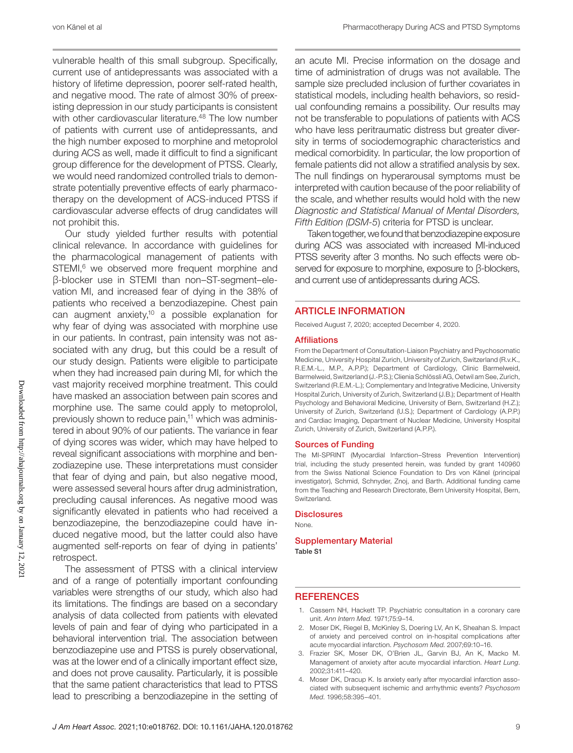vulnerable health of this small subgroup. Specifically, current use of antidepressants was associated with a history of lifetime depression, poorer self-rated health, and negative mood. The rate of almost 30% of preexisting depression in our study participants is consistent with other cardiovascular literature.[48] The low number of patients with current use of antidepressants, and the high number exposed to morphine and metoprolol during ACS as well, made it difficult to find a significant group difference for the development of PTSS. Clearly, we would need randomized controlled trials to demonstrate potentially preventive effects of early pharmacotherapy on the development of ACS-induced PTSS if cardiovascular adverse effects of drug candidates will not prohibit this.

Our study yielded further results with potential clinical relevance. In accordance with guidelines for the pharmacological management of patients with STEMI,[6] we observed more frequent morphine and β-blocker use in STEMI than non–ST-segment–elevation MI, and increased fear of dying in the 38% of patients who received a benzodiazepine. Chest pain can augment anxiety,[10] a possible explanation for why fear of dying was associated with morphine use in our patients. In contrast, pain intensity was not associated with any drug, but this could be a result of our study design. Patients were eligible to participate when they had increased pain during MI, for which the vast majority received morphine treatment. This could have masked an association between pain scores and morphine use. The same could apply to metoprolol, previously shown to reduce pain,[11] which was administered in about 90% of our patients. The variance in fear of dying scores was wider, which may have helped to reveal significant associations with morphine and benzodiazepine use. These interpretations must consider that fear of dying and pain, but also negative mood, were assessed several hours after drug administration, precluding causal inferences. As negative mood was significantly elevated in patients who had received a benzodiazepine, the benzodiazepine could have induced negative mood, but the latter could also have augmented self-reports on fear of dying in patients' retrospect.

The assessment of PTSS with a clinical interview and of a range of potentially important confounding variables were strengths of our study, which also had its limitations. The findings are based on a secondary analysis of data collected from patients with elevated levels of pain and fear of dying who participated in a behavioral intervention trial. The association between benzodiazepine use and PTSS is purely observational, was at the lower end of a clinically important effect size, and does not prove causality. Particularly, it is possible that the same patient characteristics that lead to PTSS lead to prescribing a benzodiazepine in the setting of an acute MI. Precise information on the dosage and time of administration of drugs was not available. The sample size precluded inclusion of further covariates in statistical models, including health behaviors, so residual confounding remains a possibility. Our results may not be transferable to populations of patients with ACS who have less peritraumatic distress but greater diversity in terms of sociodemographic characteristics and medical comorbidity. In particular, the low proportion of female patients did not allow a stratified analysis by sex. The null findings on hyperarousal symptoms must be interpreted with caution because of the poor reliability of the scale, and whether results would hold with the new *Diagnostic and Statistical Manual of Mental Disorders, Fifth Edition (DSM-5)* criteria for PTSD is unclear.

Taken together, we found that benzodiazepine exposure during ACS was associated with increased MI-induced PTSS severity after 3 months. No such effects were observed for exposure to morphine, exposure to β-blockers, and current use of antidepressants during ACS.

## ARTICLE INFORMATION

Received August 7, 2020; accepted December 4, 2020.

### Affiliations

From the Department of Consultation-Liaison Psychiatry and Psychosomatic Medicine, University Hospital Zurich, University of Zurich, Switzerland (R.v.K., R.E.M.-L., M.P., A.P.P.); Department of Cardiology, Clinic Barmelweid, Barmelweid, Switzerland (J.-P.S.); Clienia Schlössli AG, Oetwil am See, Zurich, Switzerland (R.E.M.-L.); Complementary and Integrative Medicine, University Hospital Zurich, University of Zurich, Switzerland (J.B.); Department of Health Psychology and Behavioral Medicine, University of Bern, Switzerland (H.Z.); University of Zurich, Switzerland (U.S.); Department of Cardiology (A.P.P.) and Cardiac Imaging, Department of Nuclear Medicine, University Hospital Zurich, University of Zurich, Switzerland (A.P.P.).

### Sources of Funding

The MI-SPRINT (Myocardial Infarction–Stress Prevention Intervention) trial, including the study presented herein, was funded by grant 140960 from the Swiss National Science Foundation to Drs von Känel (principal investigator), Schmid, Schnyder, Znoj, and Barth. Additional funding came from the Teaching and Research Directorate, Bern University Hospital, Bern, Switzerland.

### Disclosures

None.

### Supplementary Material

**Table S1**

## REFERENCES

1. Cassem NH, Hackett TP. Psychiatric consultation in a coronary care unit. *Ann Intern Med*. 1971;75:9–14.
2. Moser DK, Riegel B, McKinley S, Doering LV, An K, Sheahan S. Impact of anxiety and perceived control on in-hospital complications after acute myocardial infarction. *Psychosom Med*. 2007;69:10–16.
3. Frazier SK, Moser DK, O'Brien JL, Garvin BJ, An K, Macko M. Management of anxiety after acute myocardial infarction. *Heart Lung*. 2002;31:411–420.
4. Moser DK, Dracup K. Is anxiety early after myocardial infarction associated with subsequent ischemic and arrhythmic events? *Psychosom Med*. 1996;58:395–401.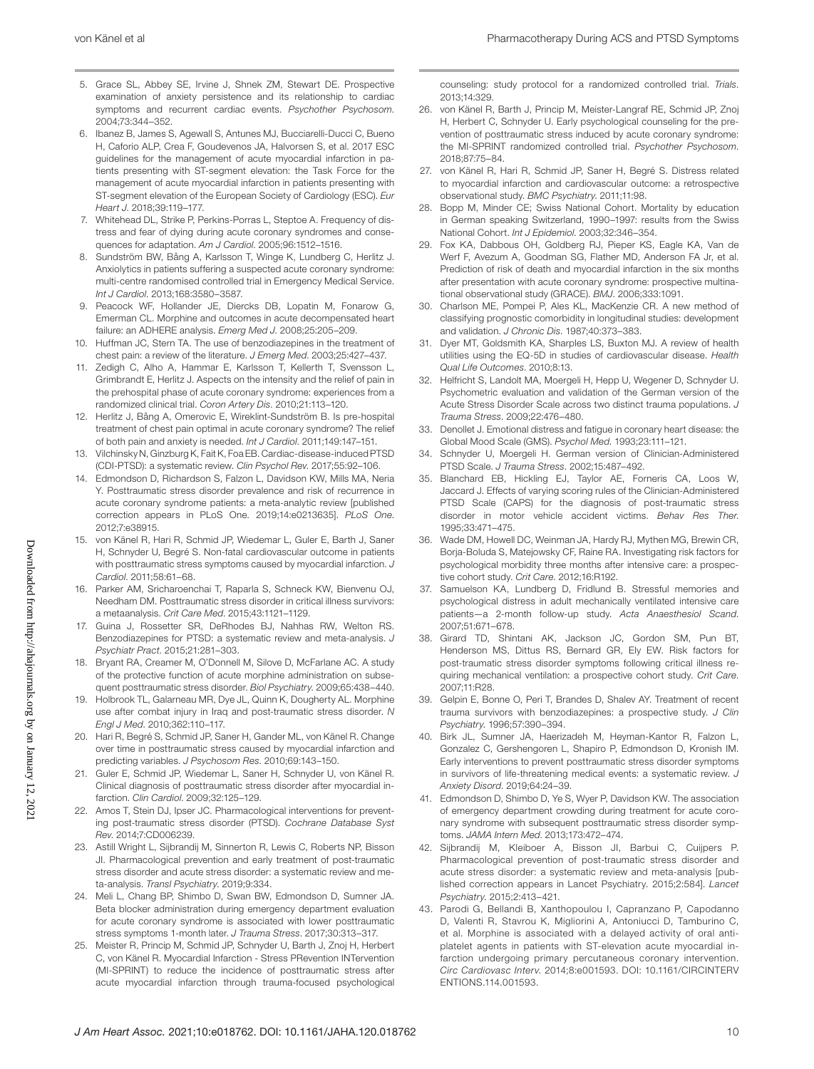5. Grace SL, Abbey SE, Irvine J, Shnek ZM, Stewart DE. Prospective examination of anxiety persistence and its relationship to cardiac symptoms and recurrent cardiac events. *Psychother Psychosom*. 2004;73:344–352.
6. Ibanez B, James S, Agewall S, Antunes MJ, Bucciarelli-Ducci C, Bueno H, Caforio ALP, Crea F, Goudevenos JA, Halvorsen S, et al. 2017 ESC guidelines for the management of acute myocardial infarction in patients presenting with ST-segment elevation: the Task Force for the management of acute myocardial infarction in patients presenting with ST-segment elevation of the European Society of Cardiology (ESC). *Eur Heart J*. 2018;39:119–177.
7. Whitehead DL, Strike P, Perkins-Porras L, Steptoe A. Frequency of distress and fear of dying during acute coronary syndromes and consequences for adaptation. *Am J Cardiol*. 2005;96:1512–1516.
8. Sundström BW, Bång A, Karlsson T, Winge K, Lundberg C, Herlitz J. Anxiolytics in patients suffering a suspected acute coronary syndrome: multi-centre randomised controlled trial in Emergency Medical Service. *Int J Cardiol*. 2013;168:3580–3587.
9. Peacock WF, Hollander JE, Diercks DB, Lopatin M, Fonarow G, Emerman CL. Morphine and outcomes in acute decompensated heart failure: an ADHERE analysis. *Emerg Med J*. 2008;25:205–209.
10. Huffman JC, Stern TA. The use of benzodiazepines in the treatment of chest pain: a review of the literature. *J Emerg Med*. 2003;25:427–437.
11. Zedigh C, Alho A, Hammar E, Karlsson T, Kellerth T, Svensson L, Grimbrandt E, Herlitz J. Aspects on the intensity and the relief of pain in the prehospital phase of acute coronary syndrome: experiences from a randomized clinical trial. *Coron Artery Dis*. 2010;21:113–120.
12. Herlitz J, Bång A, Omerovic E, Wireklint-Sundström B. Is pre-hospital treatment of chest pain optimal in acute coronary syndrome? The relief of both pain and anxiety is needed. *Int J Cardiol*. 2011;149:147–151.
13. Vilchinsky N, Ginzburg K, Fait K, Foa EB. Cardiac-disease-induced PTSD (CDI-PTSD): a systematic review. *Clin Psychol Rev*. 2017;55:92–106.
14. Edmondson D, Richardson S, Falzon L, Davidson KW, Mills MA, Neria Y. Posttraumatic stress disorder prevalence and risk of recurrence in acute coronary syndrome patients: a meta-analytic review [published correction appears in PLoS One. 2019;14:e0213635]. *PLoS One*. 2012;7:e38915.
15. von Känel R, Hari R, Schmid JP, Wiedemar L, Guler E, Barth J, Saner H, Schnyder U, Begré S. Non-fatal cardiovascular outcome in patients with posttraumatic stress symptoms caused by myocardial infarction. *J Cardiol*. 2011;58:61–68.
16. Parker AM, Sricharoenchai T, Raparla S, Schneck KW, Bienvenu OJ, Needham DM. Posttraumatic stress disorder in critical illness survivors: a metaanalysis. *Crit Care Med*. 2015;43:1121–1129.
17. Guina J, Rossetter SR, DeRhodes BJ, Nahhas RW, Welton RS. Benzodiazepines for PTSD: a systematic review and meta-analysis. *J Psychiatr Pract*. 2015;21:281–303.
18. Bryant RA, Creamer M, O'Donnell M, Silove D, McFarlane AC. A study of the protective function of acute morphine administration on subsequent posttraumatic stress disorder. *Biol Psychiatry*. 2009;65:438–440.
19. Holbrook TL, Galarneau MR, Dye JL, Quinn K, Dougherty AL. Morphine use after combat injury in Iraq and post-traumatic stress disorder. *N Engl J Med*. 2010;362:110–117.
20. Hari R, Begré S, Schmid JP, Saner H, Gander ML, von Känel R. Change over time in posttraumatic stress caused by myocardial infarction and predicting variables. *J Psychosom Res*. 2010;69:143–150.
21. Guler E, Schmid JP, Wiedemar L, Saner H, Schnyder U, von Känel R. Clinical diagnosis of posttraumatic stress disorder after myocardial infarction. *Clin Cardiol*. 2009;32:125–129.
22. Amos T, Stein DJ, Ipser JC. Pharmacological interventions for preventing post-traumatic stress disorder (PTSD). *Cochrane Database Syst Rev*. 2014;7:CD006239.
23. Astill Wright L, Sijbrandij M, Sinnerton R, Lewis C, Roberts NP, Bisson JI. Pharmacological prevention and early treatment of post-traumatic stress disorder and acute stress disorder: a systematic review and meta-analysis. *Transl Psychiatry*. 2019;9:334.
24. Meli L, Chang BP, Shimbo D, Swan BW, Edmondson D, Sumner JA. Beta blocker administration during emergency department evaluation for acute coronary syndrome is associated with lower posttraumatic stress symptoms 1-month later. *J Trauma Stress*. 2017;30:313–317.
25. Meister R, Princip M, Schmid JP, Schnyder U, Barth J, Znoj H, Herbert C, von Känel R. Myocardial Infarction - Stress PRevention INTervention (MI-SPRINT) to reduce the incidence of posttraumatic stress after acute myocardial infarction through trauma-focused psychological counseling: study protocol for a randomized controlled trial. *Trials*. 2013;14:329.
26. von Känel R, Barth J, Princip M, Meister-Langraf RE, Schmid JP, Znoj H, Herbert C, Schnyder U. Early psychological counseling for the prevention of posttraumatic stress induced by acute coronary syndrome: the MI-SPRINT randomized controlled trial. *Psychother Psychosom*. 2018;87:75–84.
27. von Känel R, Hari R, Schmid JP, Saner H, Begré S. Distress related to myocardial infarction and cardiovascular outcome: a retrospective observational study. *BMC Psychiatry*. 2011;11:98.
28. Bopp M, Minder CE; Swiss National Cohort. Mortality by education in German speaking Switzerland, 1990–1997: results from the Swiss National Cohort. *Int J Epidemiol*. 2003;32:346–354.
29. Fox KA, Dabbous OH, Goldberg RJ, Pieper KS, Eagle KA, Van de Werf F, Avezum A, Goodman SG, Flather MD, Anderson FA Jr, et al. Prediction of risk of death and myocardial infarction in the six months after presentation with acute coronary syndrome: prospective multinational observational study (GRACE). *BMJ*. 2006;333:1091.
30. Charlson ME, Pompei P, Ales KL, MacKenzie CR. A new method of classifying prognostic comorbidity in longitudinal studies: development and validation. *J Chronic Dis*. 1987;40:373–383.
31. Dyer MT, Goldsmith KA, Sharples LS, Buxton MJ. A review of health utilities using the EQ-5D in studies of cardiovascular disease. *Health Qual Life Outcomes*. 2010;8:13.
32. Helfricht S, Landolt MA, Moergeli H, Hepp U, Wegener D, Schnyder U. Psychometric evaluation and validation of the German version of the Acute Stress Disorder Scale across two distinct trauma populations. *J Trauma Stress*. 2009;22:476–480.
33. Denollet J. Emotional distress and fatigue in coronary heart disease: the Global Mood Scale (GMS). *Psychol Med*. 1993;23:111–121.
34. Schnyder U, Moergeli H. German version of Clinician-Administered PTSD Scale. *J Trauma Stress*. 2002;15:487–492.
35. Blanchard EB, Hickling EJ, Taylor AE, Forneris CA, Loos W, Jaccard J. Effects of varying scoring rules of the Clinician-Administered PTSD Scale (CAPS) for the diagnosis of post-traumatic stress disorder in motor vehicle accident victims. *Behav Res Ther*. 1995;33:471–475.
36. Wade DM, Howell DC, Weinman JA, Hardy RJ, Mythen MG, Brewin CR, Borja-Boluda S, Matejowsky CF, Raine RA. Investigating risk factors for psychological morbidity three months after intensive care: a prospective cohort study. *Crit Care*. 2012;16:R192.
37. Samuelson KA, Lundberg D, Fridlund B. Stressful memories and psychological distress in adult mechanically ventilated intensive care patients—a 2-month follow-up study. *Acta Anaesthesiol Scand*. 2007;51:671–678.
38. Girard TD, Shintani AK, Jackson JC, Gordon SM, Pun BT, Henderson MS, Dittus RS, Bernard GR, Ely EW. Risk factors for post-traumatic stress disorder symptoms following critical illness requiring mechanical ventilation: a prospective cohort study. *Crit Care*. 2007;11:R28.
39. Gelpin E, Bonne O, Peri T, Brandes D, Shalev AY. Treatment of recent trauma survivors with benzodiazepines: a prospective study. *J Clin Psychiatry*. 1996;57:390–394.
40. Birk JL, Sumner JA, Haerizadeh M, Heyman-Kantor R, Falzon L, Gonzalez C, Gershengoren L, Shapiro P, Edmondson D, Kronish IM. Early interventions to prevent posttraumatic stress disorder symptoms in survivors of life-threatening medical events: a systematic review. *J Anxiety Disord*. 2019;64:24–39.
41. Edmondson D, Shimbo D, Ye S, Wyer P, Davidson KW. The association of emergency department crowding during treatment for acute coronary syndrome with subsequent posttraumatic stress disorder symptoms. *JAMA Intern Med*. 2013;173:472–474.
42. Sijbrandij M, Kleiboer A, Bisson JI, Barbui C, Cuijpers P. Pharmacological prevention of post-traumatic stress disorder and acute stress disorder: a systematic review and meta-analysis [published correction appears in Lancet Psychiatry. 2015;2:584]. *Lancet Psychiatry*. 2015;2:413–421.
43. Parodi G, Bellandi B, Xanthopoulou I, Capranzano P, Capodanno D, Valenti R, Stavrou K, Migliorini A, Antoniucci D, Tamburino C, et al. Morphine is associated with a delayed activity of oral antiplatelet agents in patients with ST-elevation acute myocardial infarction undergoing primary percutaneous coronary intervention. *Circ Cardiovasc Interv*. 2014;8:e001593. DOI: 10.1161/CIRCINTERVENTIONS.114.001593.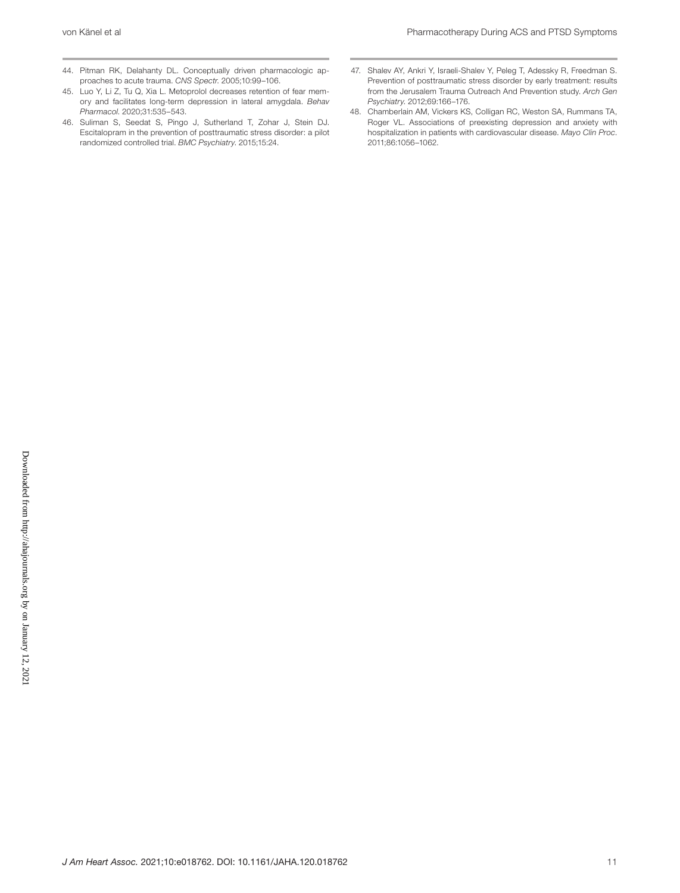44. Pitman RK, Delahanty DL. Conceptually driven pharmacologic approaches to acute trauma. *CNS Spectr*. 2005;10:99–106.
45. Luo Y, Li Z, Tu Q, Xia L. Metoprolol decreases retention of fear memory and facilitates long-term depression in lateral amygdala. *Behav Pharmacol*. 2020;31:535–543.
46. Suliman S, Seedat S, Pingo J, Sutherland T, Zohar J, Stein DJ. Escitalopram in the prevention of posttraumatic stress disorder: a pilot randomized controlled trial. *BMC Psychiatry*. 2015;15:24.
47. Shalev AY, Ankri Y, Israeli-Shalev Y, Peleg T, Adessky R, Freedman S. Prevention of posttraumatic stress disorder by early treatment: results from the Jerusalem Trauma Outreach And Prevention study. *Arch Gen Psychiatry*. 2012;69:166–176.
48. Chamberlain AM, Vickers KS, Colligan RC, Weston SA, Rummans TA, Roger VL. Associations of preexisting depression and anxiety with hospitalization in patients with cardiovascular disease. *Mayo Clin Proc*. 2011;86:1056–1062.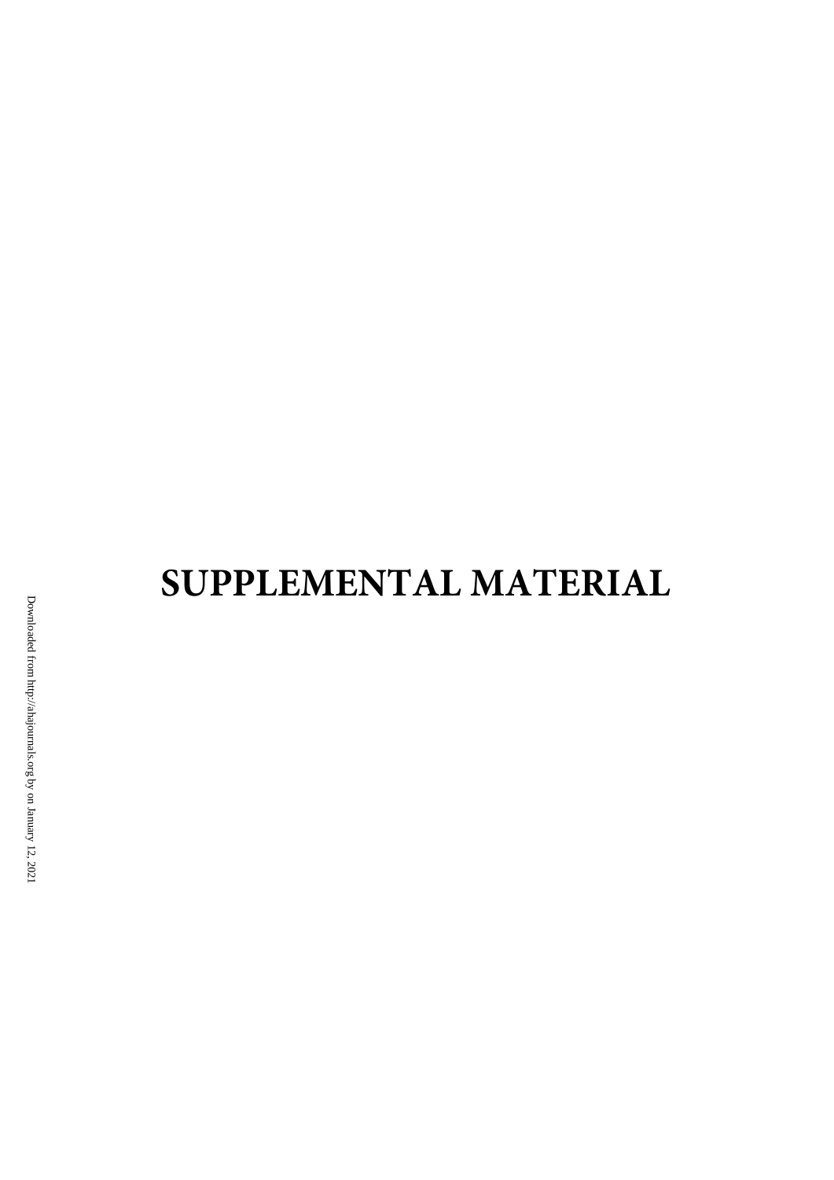# SUPPLEMENTAL MATERIAL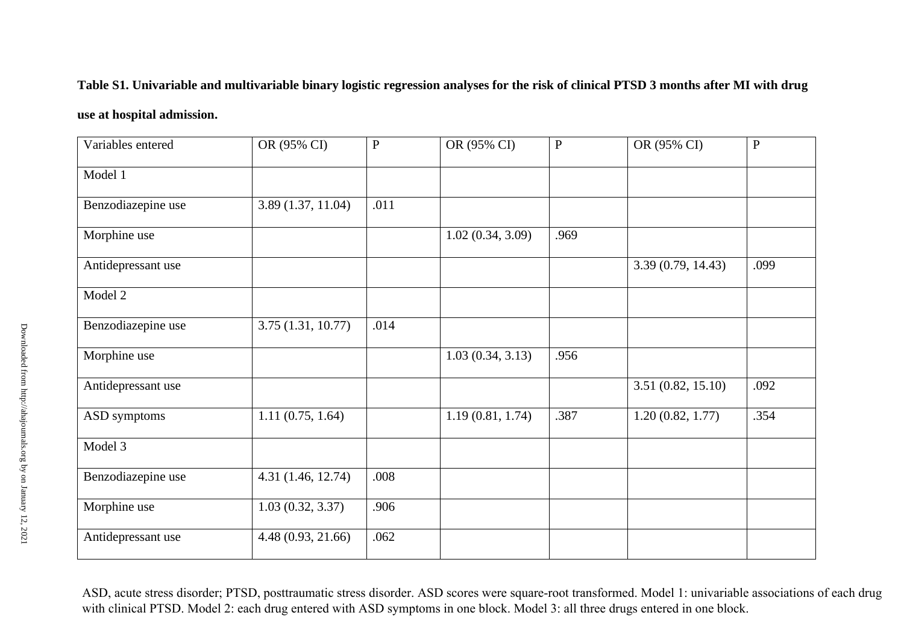**Table S1. Univariable and multivariable binary logistic regression analyses for the risk of clinical PTSD 3 months after MI with drug use at hospital admission.**

| Variables entered | OR (95% CI) | P | OR (95% CI) | P | OR (95% CI) | P |
|---|---|---|---|---|---|---|
| Model 1 | | | | | | |
| Benzodiazepine use | 3.89 (1.37, 11.04) | .011 | | | | |
| Morphine use | | | 1.02 (0.34, 3.09) | .969 | | |
| Antidepressant use | | | | | 3.39 (0.79, 14.43) | .099 |
| Model 2 | | | | | | |
| Benzodiazepine use | 3.75 (1.31, 10.77) | .014 | | | | |
| Morphine use | | | 1.03 (0.34, 3.13) | .956 | | |
| Antidepressant use | | | | | 3.51 (0.82, 15.10) | .092 |
| ASD symptoms | 1.11 (0.75, 1.64) | | 1.19 (0.81, 1.74) | .387 | 1.20 (0.82, 1.77) | .354 |
| Model 3 | | | | | | |
| Benzodiazepine use | 4.31 (1.46, 12.74) | .008 | | | | |
| Morphine use | 1.03 (0.32, 3.37) | .906 | | | | |
| Antidepressant use | 4.48 (0.93, 21.66) | .062 | | | | |

ASD, acute stress disorder; PTSD, posttraumatic stress disorder. ASD scores were square-root transformed. Model 1: univariable associations of each drug with clinical PTSD. Model 2: each drug entered with ASD symptoms in one block. Model 3: all three drugs entered in one block.